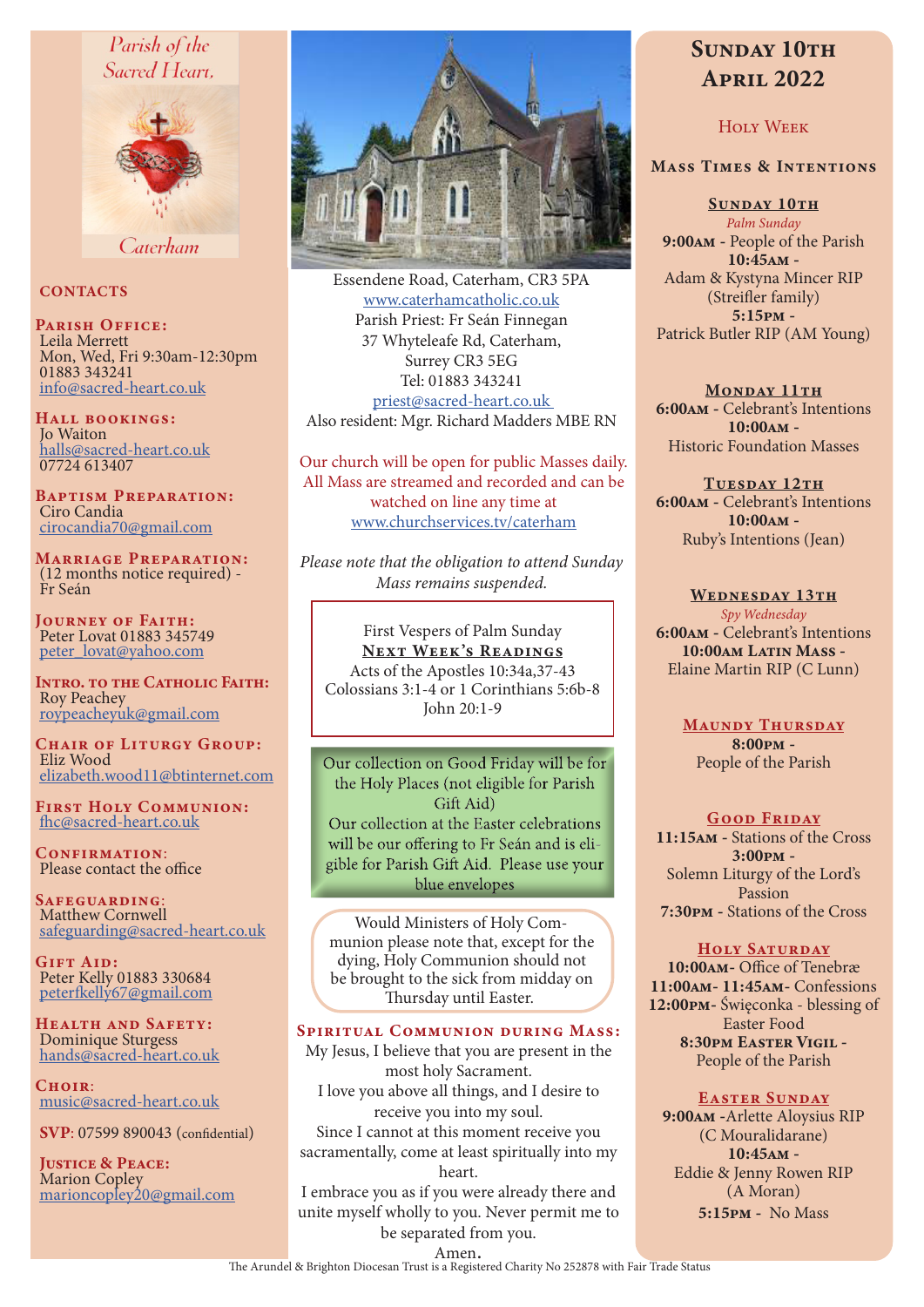Parish of the Sacred Heart, Caterham

## CONTACTS

**Parish Office:**
Leila Merrett
Mon, Wed, Fri 9:30am-12:30pm
01883 343241
info@sacred-heart.co.uk

**Hall bookings:**
Jo Waiton
halls@sacred-heart.co.uk
07724 613407

**Baptism Preparation:**
Ciro Candia
cirocandia70@gmail.com

**Marriage Preparation:**
(12 months notice required) - Fr Seán

**Journey of Faith:**
Peter Lovat 01883 345749
peter_lovat@yahoo.com

**Intro. to the Catholic Faith:**
Roy Peachey
roypeacheyuk@gmail.com

**Chair of Liturgy Group:**
Eliz Wood
elizabeth.wood11@btinternet.com

**First Holy Communion:**
fhc@sacred-heart.co.uk

**Confirmation:**
Please contact the office

**Safeguarding:**
Matthew Cornwell
safeguarding@sacred-heart.co.uk

**Gift Aid:**
Peter Kelly 01883 330684
peterfkelly67@gmail.com

**Health and Safety:**
Dominique Sturgess
hands@sacred-heart.co.uk

**Choir:**
music@sacred-heart.co.uk

**SVP:** 07599 890043 (confidential)

**Justice & Peace:**
Marion Copley
marioncopley20@gmail.com

Essendene Road, Caterham, CR3 5PA
www.caterhamcatholic.co.uk
Parish Priest: Fr Seán Finnegan
37 Whyteleafe Rd, Caterham,
Surrey CR3 5EG
Tel: 01883 343241
priest@sacred-heart.co.uk
Also resident: Mgr. Richard Madders MBE RN

Our church will be open for public Masses daily. All Mass are streamed and recorded and can be watched on line any time at www.churchservices.tv/caterham

*Please note that the obligation to attend Sunday Mass remains suspended.*

First Vespers of Palm Sunday

**Next Week's Readings**
Acts of the Apostles 10:34a,37-43
Colossians 3:1-4 or 1 Corinthians 5:6b-8
John 20:1-9

Our collection on Good Friday will be for the Holy Places (not eligible for Parish Gift Aid)
Our collection at the Easter celebrations will be our offering to Fr Seán and is eligible for Parish Gift Aid. Please use your blue envelopes

Would Ministers of Holy Communion please note that, except for the dying, Holy Communion should not be brought to the sick from midday on Thursday until Easter.

**Spiritual Communion during Mass:**
My Jesus, I believe that you are present in the most holy Sacrament.
I love you above all things, and I desire to receive you into my soul.
Since I cannot at this moment receive you sacramentally, come at least spiritually into my heart.
I embrace you as if you were already there and unite myself wholly to you. Never permit me to be separated from you.
Amen.

# Sunday 10th April 2022

## Holy Week

### Mass Times & Intentions

**Sunday 10th**
*Palm Sunday*
**9:00am** - People of the Parish
**10:45am** - Adam & Kystyna Mincer RIP (Streifler family)
**5:15pm** - Patrick Butler RIP (AM Young)

**Monday 11th**
**6:00am** - Celebrant's Intentions
**10:00am** - Historic Foundation Masses

**Tuesday 12th**
**6:00am** - Celebrant's Intentions
**10:00am** - Ruby's Intentions (Jean)

**Wednesday 13th**
*Spy Wednesday*
**6:00am** - Celebrant's Intentions
**10:00am Latin Mass** - Elaine Martin RIP (C Lunn)

**Maundy Thursday**
**8:00pm** - People of the Parish

**Good Friday**
**11:15am** - Stations of the Cross
**3:00pm** - Solemn Liturgy of the Lord's Passion
**7:30pm** - Stations of the Cross

**Holy Saturday**
**10:00am**- Office of Tenebræ
**11:00am- 11:45am**- Confessions
**12:00pm**- Święconka - blessing of Easter Food
**8:30pm Easter Vigil** - People of the Parish

**Easter Sunday**
**9:00am** -Arlette Aloysius RIP (C Mouralidarane)
**10:45am** - Eddie & Jenny Rowen RIP (A Moran)
**5:15pm** - No Mass

The Arundel & Brighton Diocesan Trust is a Registered Charity No 252878 with Fair Trade Status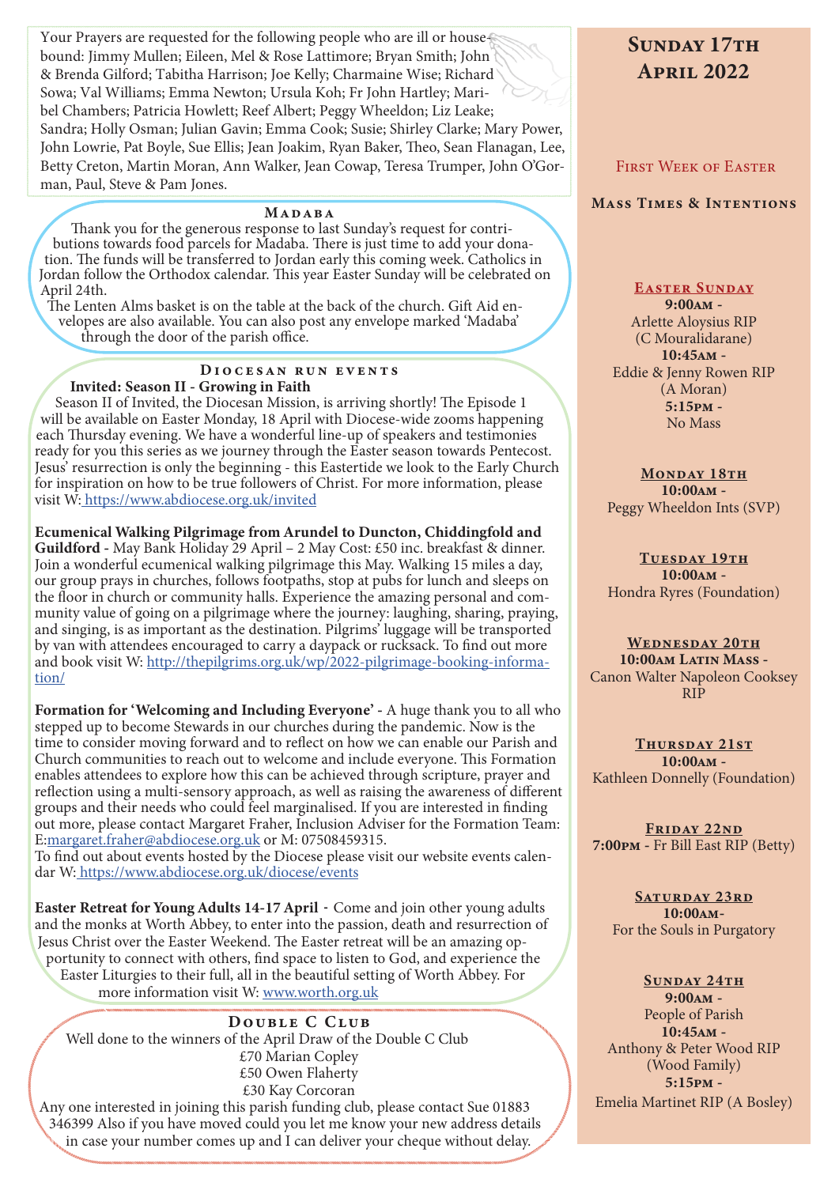Your Prayers are requested for the following people who are ill or housebound: Jimmy Mullen; Eileen, Mel & Rose Lattimore; Bryan Smith; John & Brenda Gilford; Tabitha Harrison; Joe Kelly; Charmaine Wise; Richard Sowa; Val Williams; Emma Newton; Ursula Koh; Fr John Hartley; Maribel Chambers; Patricia Howlett; Reef Albert; Peggy Wheeldon; Liz Leake; Sandra; Holly Osman; Julian Gavin; Emma Cook; Susie; Shirley Clarke; Mary Power, John Lowrie, Pat Boyle, Sue Ellis; Jean Joakim, Ryan Baker, Theo, Sean Flanagan, Lee, Betty Creton, Martin Moran, Ann Walker, Jean Cowap, Teresa Trumper, John O'Gorman, Paul, Steve & Pam Jones.

## Madaba

Thank you for the generous response to last Sunday's request for contributions towards food parcels for Madaba. There is just time to add your donation. The funds will be transferred to Jordan early this coming week. Catholics in Jordan follow the Orthodox calendar. This year Easter Sunday will be celebrated on April 24th.

The Lenten Alms basket is on the table at the back of the church. Gift Aid envelopes are also available. You can also post any envelope marked 'Madaba' through the door of the parish office.

## Diocesan run events

**Invited: Season II - Growing in Faith**

Season II of Invited, the Diocesan Mission, is arriving shortly! The Episode 1 will be available on Easter Monday, 18 April with Diocese-wide zooms happening each Thursday evening. We have a wonderful line-up of speakers and testimonies ready for you this series as we journey through the Easter season towards Pentecost. Jesus' resurrection is only the beginning - this Eastertide we look to the Early Church for inspiration on how to be true followers of Christ. For more information, please visit W: https://www.abdiocese.org.uk/invited

**Ecumenical Walking Pilgrimage from Arundel to Duncton, Chiddingfold and Guildford** - May Bank Holiday 29 April – 2 May Cost: £50 inc. breakfast & dinner. Join a wonderful ecumenical walking pilgrimage this May. Walking 15 miles a day, our group prays in churches, follows footpaths, stop at pubs for lunch and sleeps on the floor in church or community halls. Experience the amazing personal and community value of going on a pilgrimage where the journey: laughing, sharing, praying, and singing, is as important as the destination. Pilgrims' luggage will be transported by van with attendees encouraged to carry a daypack or rucksack. To find out more and book visit W: http://thepilgrims.org.uk/wp/2022-pilgrimage-booking-information/

**Formation for 'Welcoming and Including Everyone'** - A huge thank you to all who stepped up to become Stewards in our churches during the pandemic. Now is the time to consider moving forward and to reflect on how we can enable our Parish and Church communities to reach out to welcome and include everyone. This Formation enables attendees to explore how this can be achieved through scripture, prayer and reflection using a multi-sensory approach, as well as raising the awareness of different groups and their needs who could feel marginalised. If you are interested in finding out more, please contact Margaret Fraher, Inclusion Adviser for the Formation Team: E:margaret.fraher@abdiocese.org.uk or M: 07508459315.
To find out about events hosted by the Diocese please visit our website events calendar W: https://www.abdiocese.org.uk/diocese/events

**Easter Retreat for Young Adults 14-17 April** - Come and join other young adults and the monks at Worth Abbey, to enter into the passion, death and resurrection of Jesus Christ over the Easter Weekend. The Easter retreat will be an amazing opportunity to connect with others, find space to listen to God, and experience the Easter Liturgies to their full, all in the beautiful setting of Worth Abbey. For more information visit W: www.worth.org.uk

## Double C Club

Well done to the winners of the April Draw of the Double C Club
£70 Marian Copley
£50 Owen Flaherty
£30 Kay Corcoran
Any one interested in joining this parish funding club, please contact Sue 01883 346399 Also if you have moved could you let me know your new address details in case your number comes up and I can deliver your cheque without delay.

# Sunday 17th April 2022

First Week of Easter

## Mass Times & Intentions

**Easter Sunday**
**9:00am** -
Arlette Aloysius RIP
(C Mouralidarane)
**10:45am** -
Eddie & Jenny Rowen RIP
(A Moran)
**5:15pm** -
No Mass

**Monday 18th**
**10:00am** -
Peggy Wheeldon Ints (SVP)

**Tuesday 19th**
**10:00am** -
Hondra Ryres (Foundation)

**Wednesday 20th**
**10:00am Latin Mass** -
Canon Walter Napoleon Cooksey RIP

**Thursday 21st**
**10:00am** -
Kathleen Donnelly (Foundation)

**Friday 22nd**
**7:00pm** - Fr Bill East RIP (Betty)

**Saturday 23rd**
**10:00am**-
For the Souls in Purgatory

**Sunday 24th**
**9:00am** -
People of Parish
**10:45am** -
Anthony & Peter Wood RIP
(Wood Family)
**5:15pm** -
Emelia Martinet RIP (A Bosley)